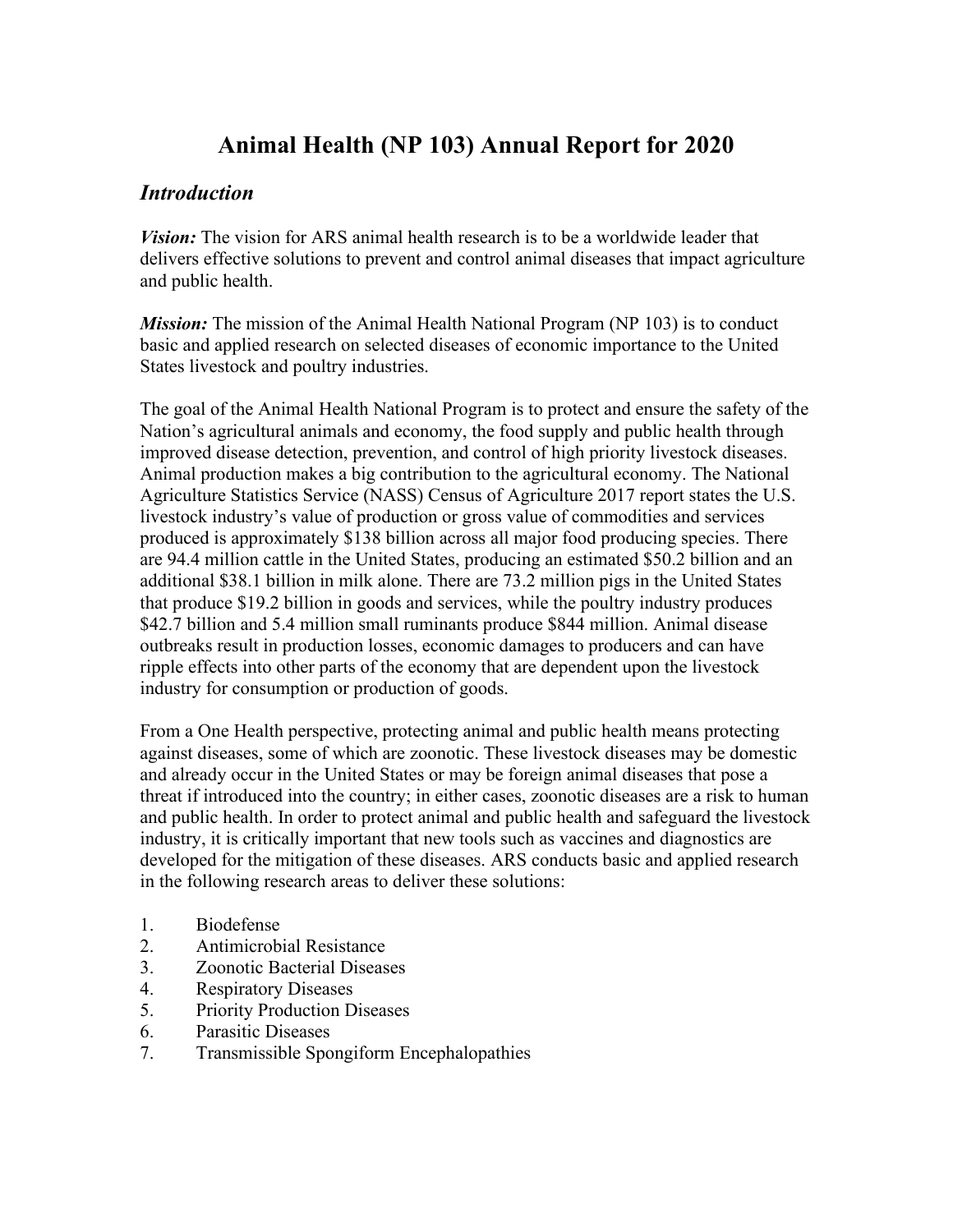# Animal Health (NP 103) Annual Report for 2020

## *Introduction*

***Vision:*** The vision for ARS animal health research is to be a worldwide leader that delivers effective solutions to prevent and control animal diseases that impact agriculture and public health.

***Mission:*** The mission of the Animal Health National Program (NP 103) is to conduct basic and applied research on selected diseases of economic importance to the United States livestock and poultry industries.

The goal of the Animal Health National Program is to protect and ensure the safety of the Nation's agricultural animals and economy, the food supply and public health through improved disease detection, prevention, and control of high priority livestock diseases. Animal production makes a big contribution to the agricultural economy. The National Agriculture Statistics Service (NASS) Census of Agriculture 2017 report states the U.S. livestock industry's value of production or gross value of commodities and services produced is approximately $138 billion across all major food producing species. There are 94.4 million cattle in the United States, producing an estimated $50.2 billion and an additional $38.1 billion in milk alone. There are 73.2 million pigs in the United States that produce $19.2 billion in goods and services, while the poultry industry produces $42.7 billion and 5.4 million small ruminants produce $844 million. Animal disease outbreaks result in production losses, economic damages to producers and can have ripple effects into other parts of the economy that are dependent upon the livestock industry for consumption or production of goods.

From a One Health perspective, protecting animal and public health means protecting against diseases, some of which are zoonotic. These livestock diseases may be domestic and already occur in the United States or may be foreign animal diseases that pose a threat if introduced into the country; in either cases, zoonotic diseases are a risk to human and public health. In order to protect animal and public health and safeguard the livestock industry, it is critically important that new tools such as vaccines and diagnostics are developed for the mitigation of these diseases. ARS conducts basic and applied research in the following research areas to deliver these solutions:

1. Biodefense
2. Antimicrobial Resistance
3. Zoonotic Bacterial Diseases
4. Respiratory Diseases
5. Priority Production Diseases
6. Parasitic Diseases
7. Transmissible Spongiform Encephalopathies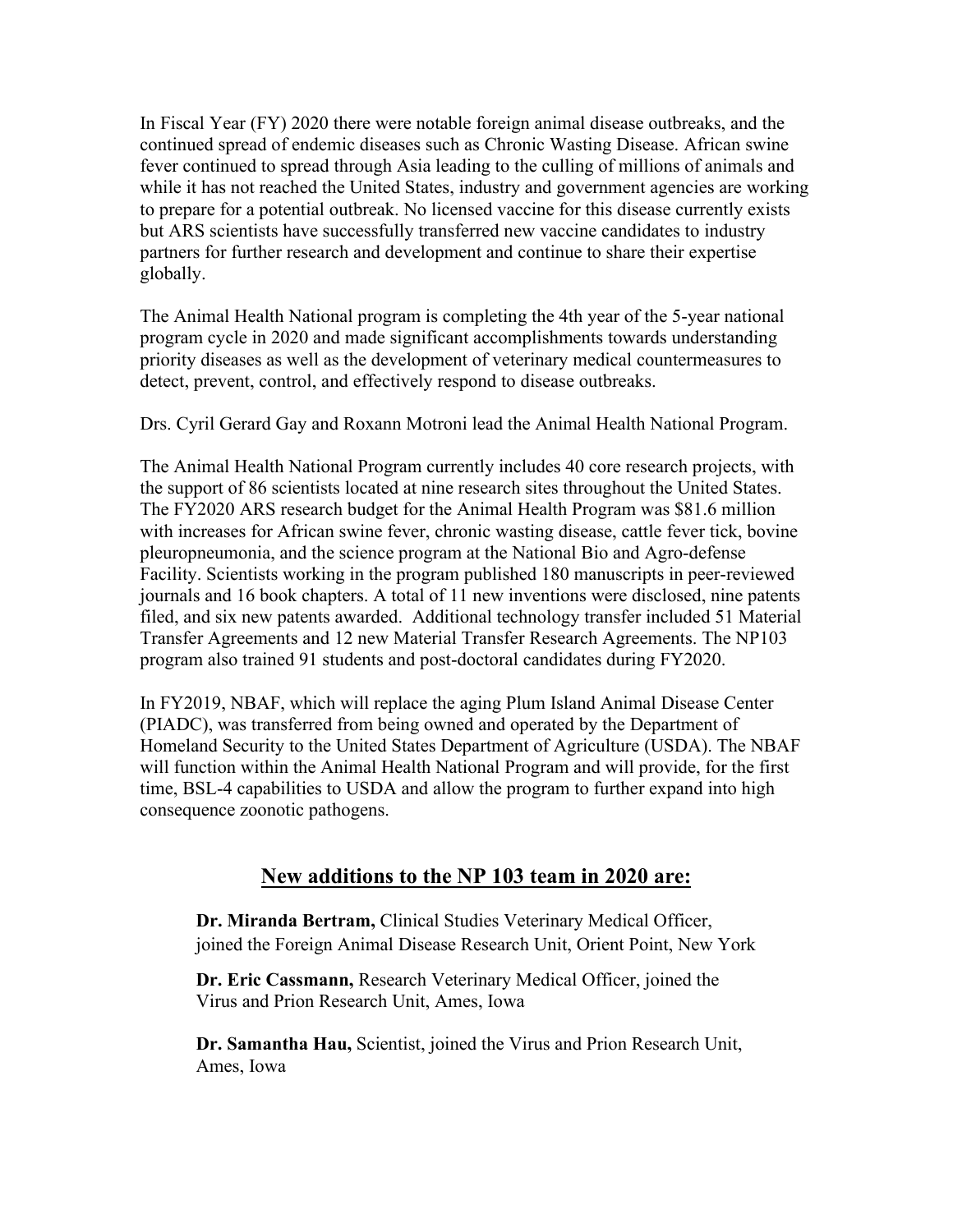In Fiscal Year (FY) 2020 there were notable foreign animal disease outbreaks, and the continued spread of endemic diseases such as Chronic Wasting Disease. African swine fever continued to spread through Asia leading to the culling of millions of animals and while it has not reached the United States, industry and government agencies are working to prepare for a potential outbreak. No licensed vaccine for this disease currently exists but ARS scientists have successfully transferred new vaccine candidates to industry partners for further research and development and continue to share their expertise globally.

The Animal Health National program is completing the 4th year of the 5-year national program cycle in 2020 and made significant accomplishments towards understanding priority diseases as well as the development of veterinary medical countermeasures to detect, prevent, control, and effectively respond to disease outbreaks.

Drs. Cyril Gerard Gay and Roxann Motroni lead the Animal Health National Program.

The Animal Health National Program currently includes 40 core research projects, with the support of 86 scientists located at nine research sites throughout the United States. The FY2020 ARS research budget for the Animal Health Program was $81.6 million with increases for African swine fever, chronic wasting disease, cattle fever tick, bovine pleuropneumonia, and the science program at the National Bio and Agro-defense Facility. Scientists working in the program published 180 manuscripts in peer-reviewed journals and 16 book chapters. A total of 11 new inventions were disclosed, nine patents filed, and six new patents awarded. Additional technology transfer included 51 Material Transfer Agreements and 12 new Material Transfer Research Agreements. The NP103 program also trained 91 students and post-doctoral candidates during FY2020.

In FY2019, NBAF, which will replace the aging Plum Island Animal Disease Center (PIADC), was transferred from being owned and operated by the Department of Homeland Security to the United States Department of Agriculture (USDA). The NBAF will function within the Animal Health National Program and will provide, for the first time, BSL-4 capabilities to USDA and allow the program to further expand into high consequence zoonotic pathogens.

## New additions to the NP 103 team in 2020 are:

**Dr. Miranda Bertram,** Clinical Studies Veterinary Medical Officer, joined the Foreign Animal Disease Research Unit, Orient Point, New York

**Dr. Eric Cassmann,** Research Veterinary Medical Officer, joined the Virus and Prion Research Unit, Ames, Iowa

**Dr. Samantha Hau,** Scientist, joined the Virus and Prion Research Unit, Ames, Iowa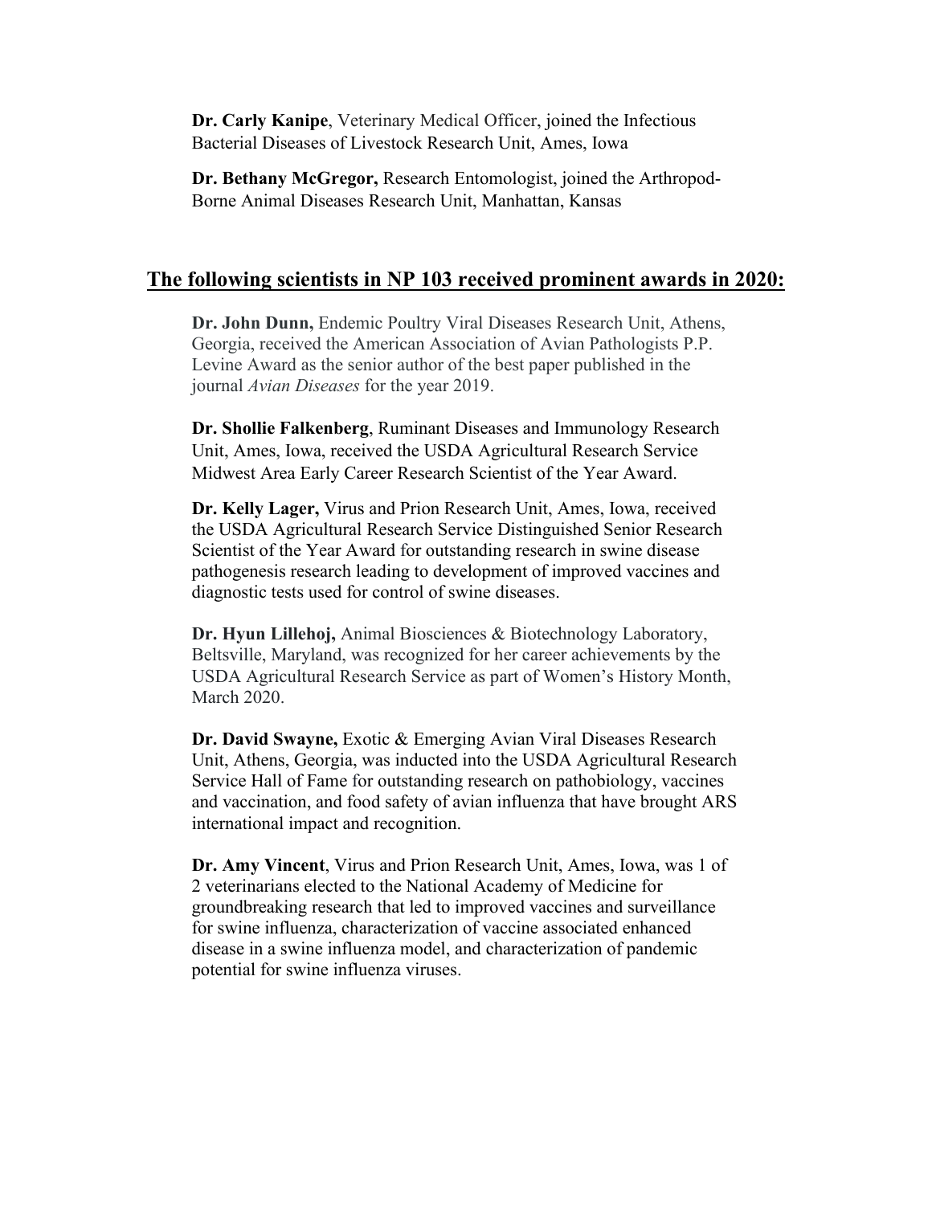**Dr. Carly Kanipe**, Veterinary Medical Officer, joined the Infectious Bacterial Diseases of Livestock Research Unit, Ames, Iowa

**Dr. Bethany McGregor,** Research Entomologist, joined the Arthropod-Borne Animal Diseases Research Unit, Manhattan, Kansas

## The following scientists in NP 103 received prominent awards in 2020:

**Dr. John Dunn,** Endemic Poultry Viral Diseases Research Unit, Athens, Georgia, received the American Association of Avian Pathologists P.P. Levine Award as the senior author of the best paper published in the journal *Avian Diseases* for the year 2019.

**Dr. Shollie Falkenberg**, Ruminant Diseases and Immunology Research Unit, Ames, Iowa, received the USDA Agricultural Research Service Midwest Area Early Career Research Scientist of the Year Award.

**Dr. Kelly Lager,** Virus and Prion Research Unit, Ames, Iowa, received the USDA Agricultural Research Service Distinguished Senior Research Scientist of the Year Award for outstanding research in swine disease pathogenesis research leading to development of improved vaccines and diagnostic tests used for control of swine diseases.

**Dr. Hyun Lillehoj,** Animal Biosciences & Biotechnology Laboratory, Beltsville, Maryland, was recognized for her career achievements by the USDA Agricultural Research Service as part of Women's History Month, March 2020.

**Dr. David Swayne,** Exotic & Emerging Avian Viral Diseases Research Unit, Athens, Georgia, was inducted into the USDA Agricultural Research Service Hall of Fame for outstanding research on pathobiology, vaccines and vaccination, and food safety of avian influenza that have brought ARS international impact and recognition.

**Dr. Amy Vincent**, Virus and Prion Research Unit, Ames, Iowa, was 1 of 2 veterinarians elected to the National Academy of Medicine for groundbreaking research that led to improved vaccines and surveillance for swine influenza, characterization of vaccine associated enhanced disease in a swine influenza model, and characterization of pandemic potential for swine influenza viruses.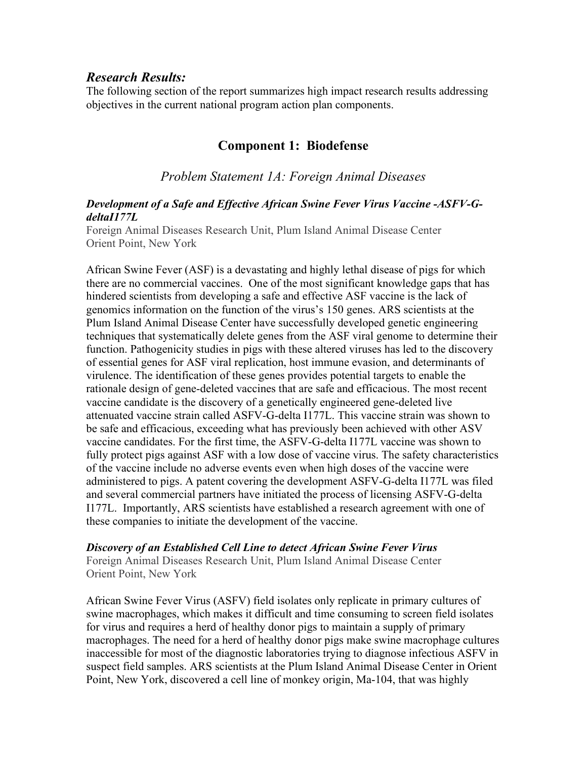## *Research Results:*

The following section of the report summarizes high impact research results addressing objectives in the current national program action plan components.

# Component 1: Biodefense

## *Problem Statement 1A: Foreign Animal Diseases*

### ***Development of a Safe and Effective African Swine Fever Virus Vaccine -ASFV-G-deltaI177L***

Foreign Animal Diseases Research Unit, Plum Island Animal Disease Center
Orient Point, New York

African Swine Fever (ASF) is a devastating and highly lethal disease of pigs for which there are no commercial vaccines. One of the most significant knowledge gaps that has hindered scientists from developing a safe and effective ASF vaccine is the lack of genomics information on the function of the virus's 150 genes. ARS scientists at the Plum Island Animal Disease Center have successfully developed genetic engineering techniques that systematically delete genes from the ASF viral genome to determine their function. Pathogenicity studies in pigs with these altered viruses has led to the discovery of essential genes for ASF viral replication, host immune evasion, and determinants of virulence. The identification of these genes provides potential targets to enable the rationale design of gene-deleted vaccines that are safe and efficacious. The most recent vaccine candidate is the discovery of a genetically engineered gene-deleted live attenuated vaccine strain called ASFV-G-delta I177L. This vaccine strain was shown to be safe and efficacious, exceeding what has previously been achieved with other ASV vaccine candidates. For the first time, the ASFV-G-delta I177L vaccine was shown to fully protect pigs against ASF with a low dose of vaccine virus. The safety characteristics of the vaccine include no adverse events even when high doses of the vaccine were administered to pigs. A patent covering the development ASFV-G-delta I177L was filed and several commercial partners have initiated the process of licensing ASFV-G-delta I177L. Importantly, ARS scientists have established a research agreement with one of these companies to initiate the development of the vaccine.

### ***Discovery of an Established Cell Line to detect African Swine Fever Virus***

Foreign Animal Diseases Research Unit, Plum Island Animal Disease Center
Orient Point, New York

African Swine Fever Virus (ASFV) field isolates only replicate in primary cultures of swine macrophages, which makes it difficult and time consuming to screen field isolates for virus and requires a herd of healthy donor pigs to maintain a supply of primary macrophages. The need for a herd of healthy donor pigs make swine macrophage cultures inaccessible for most of the diagnostic laboratories trying to diagnose infectious ASFV in suspect field samples. ARS scientists at the Plum Island Animal Disease Center in Orient Point, New York, discovered a cell line of monkey origin, Ma-104, that was highly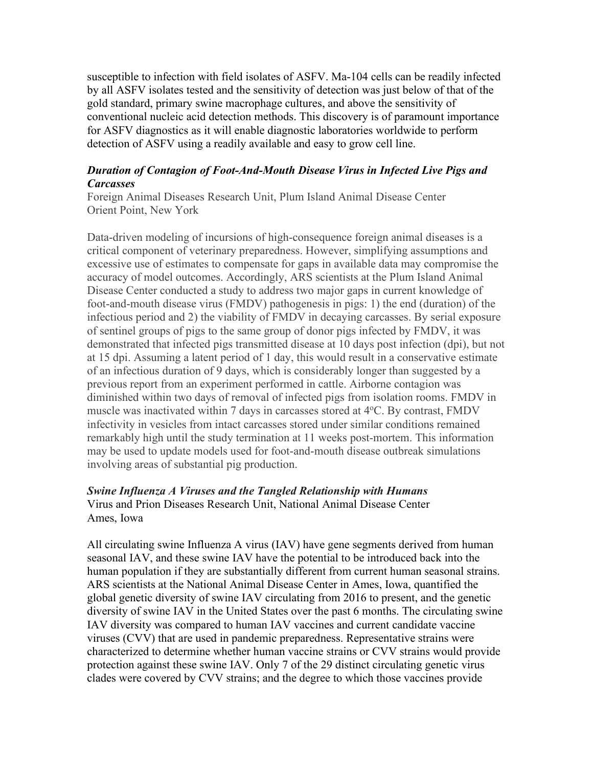susceptible to infection with field isolates of ASFV. Ma-104 cells can be readily infected by all ASFV isolates tested and the sensitivity of detection was just below of that of the gold standard, primary swine macrophage cultures, and above the sensitivity of conventional nucleic acid detection methods. This discovery is of paramount importance for ASFV diagnostics as it will enable diagnostic laboratories worldwide to perform detection of ASFV using a readily available and easy to grow cell line.

***Duration of Contagion of Foot-And-Mouth Disease Virus in Infected Live Pigs and Carcasses***
Foreign Animal Diseases Research Unit, Plum Island Animal Disease Center
Orient Point, New York

Data-driven modeling of incursions of high-consequence foreign animal diseases is a critical component of veterinary preparedness. However, simplifying assumptions and excessive use of estimates to compensate for gaps in available data may compromise the accuracy of model outcomes. Accordingly, ARS scientists at the Plum Island Animal Disease Center conducted a study to address two major gaps in current knowledge of foot-and-mouth disease virus (FMDV) pathogenesis in pigs: 1) the end (duration) of the infectious period and 2) the viability of FMDV in decaying carcasses. By serial exposure of sentinel groups of pigs to the same group of donor pigs infected by FMDV, it was demonstrated that infected pigs transmitted disease at 10 days post infection (dpi), but not at 15 dpi. Assuming a latent period of 1 day, this would result in a conservative estimate of an infectious duration of 9 days, which is considerably longer than suggested by a previous report from an experiment performed in cattle. Airborne contagion was diminished within two days of removal of infected pigs from isolation rooms. FMDV in muscle was inactivated within 7 days in carcasses stored at 4ºC. By contrast, FMDV infectivity in vesicles from intact carcasses stored under similar conditions remained remarkably high until the study termination at 11 weeks post-mortem. This information may be used to update models used for foot-and-mouth disease outbreak simulations involving areas of substantial pig production.

***Swine Influenza A Viruses and the Tangled Relationship with Humans***
Virus and Prion Diseases Research Unit, National Animal Disease Center
Ames, Iowa

All circulating swine Influenza A virus (IAV) have gene segments derived from human seasonal IAV, and these swine IAV have the potential to be introduced back into the human population if they are substantially different from current human seasonal strains. ARS scientists at the National Animal Disease Center in Ames, Iowa, quantified the global genetic diversity of swine IAV circulating from 2016 to present, and the genetic diversity of swine IAV in the United States over the past 6 months. The circulating swine IAV diversity was compared to human IAV vaccines and current candidate vaccine viruses (CVV) that are used in pandemic preparedness. Representative strains were characterized to determine whether human vaccine strains or CVV strains would provide protection against these swine IAV. Only 7 of the 29 distinct circulating genetic virus clades were covered by CVV strains; and the degree to which those vaccines provide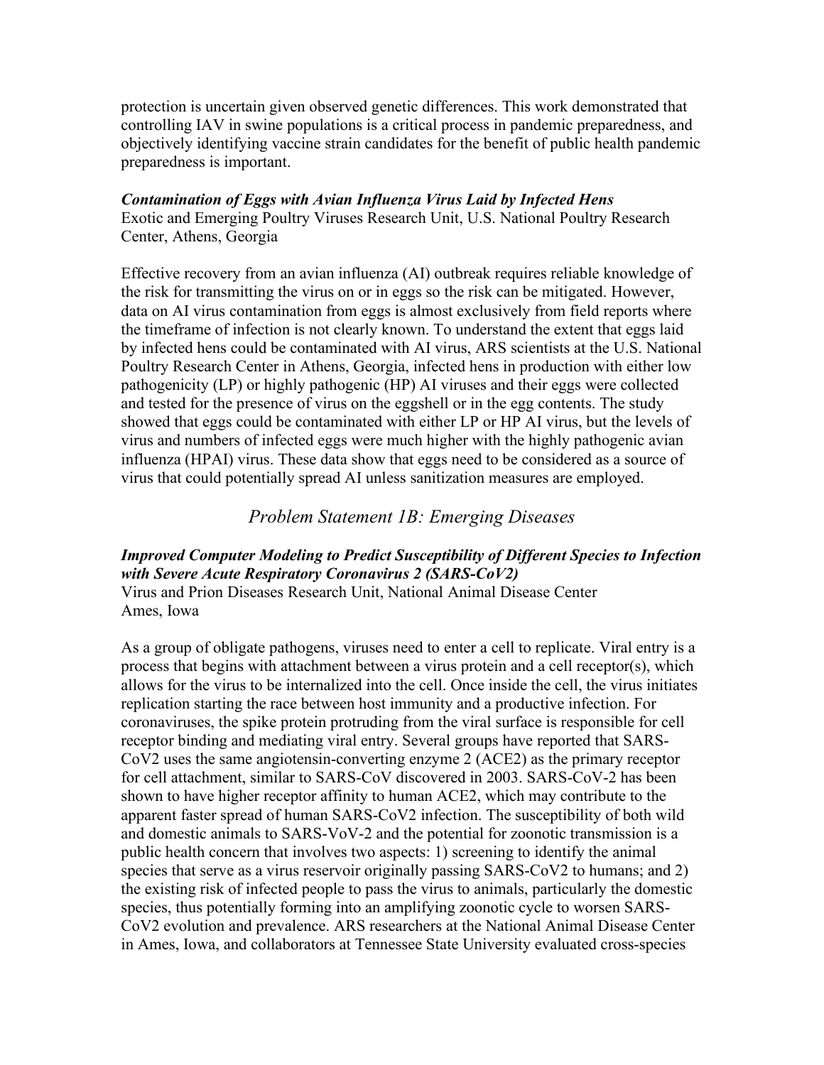protection is uncertain given observed genetic differences. This work demonstrated that controlling IAV in swine populations is a critical process in pandemic preparedness, and objectively identifying vaccine strain candidates for the benefit of public health pandemic preparedness is important.

***Contamination of Eggs with Avian Influenza Virus Laid by Infected Hens***
Exotic and Emerging Poultry Viruses Research Unit, U.S. National Poultry Research Center, Athens, Georgia

Effective recovery from an avian influenza (AI) outbreak requires reliable knowledge of the risk for transmitting the virus on or in eggs so the risk can be mitigated. However, data on AI virus contamination from eggs is almost exclusively from field reports where the timeframe of infection is not clearly known. To understand the extent that eggs laid by infected hens could be contaminated with AI virus, ARS scientists at the U.S. National Poultry Research Center in Athens, Georgia, infected hens in production with either low pathogenicity (LP) or highly pathogenic (HP) AI viruses and their eggs were collected and tested for the presence of virus on the eggshell or in the egg contents. The study showed that eggs could be contaminated with either LP or HP AI virus, but the levels of virus and numbers of infected eggs were much higher with the highly pathogenic avian influenza (HPAI) virus. These data show that eggs need to be considered as a source of virus that could potentially spread AI unless sanitization measures are employed.

## *Problem Statement 1B: Emerging Diseases*

***Improved Computer Modeling to Predict Susceptibility of Different Species to Infection with Severe Acute Respiratory Coronavirus 2 (SARS-CoV2)***
Virus and Prion Diseases Research Unit, National Animal Disease Center
Ames, Iowa

As a group of obligate pathogens, viruses need to enter a cell to replicate. Viral entry is a process that begins with attachment between a virus protein and a cell receptor(s), which allows for the virus to be internalized into the cell. Once inside the cell, the virus initiates replication starting the race between host immunity and a productive infection. For coronaviruses, the spike protein protruding from the viral surface is responsible for cell receptor binding and mediating viral entry. Several groups have reported that SARS-CoV2 uses the same angiotensin-converting enzyme 2 (ACE2) as the primary receptor for cell attachment, similar to SARS-CoV discovered in 2003. SARS-CoV-2 has been shown to have higher receptor affinity to human ACE2, which may contribute to the apparent faster spread of human SARS-CoV2 infection. The susceptibility of both wild and domestic animals to SARS-VoV-2 and the potential for zoonotic transmission is a public health concern that involves two aspects: 1) screening to identify the animal species that serve as a virus reservoir originally passing SARS-CoV2 to humans; and 2) the existing risk of infected people to pass the virus to animals, particularly the domestic species, thus potentially forming into an amplifying zoonotic cycle to worsen SARS-CoV2 evolution and prevalence. ARS researchers at the National Animal Disease Center in Ames, Iowa, and collaborators at Tennessee State University evaluated cross-species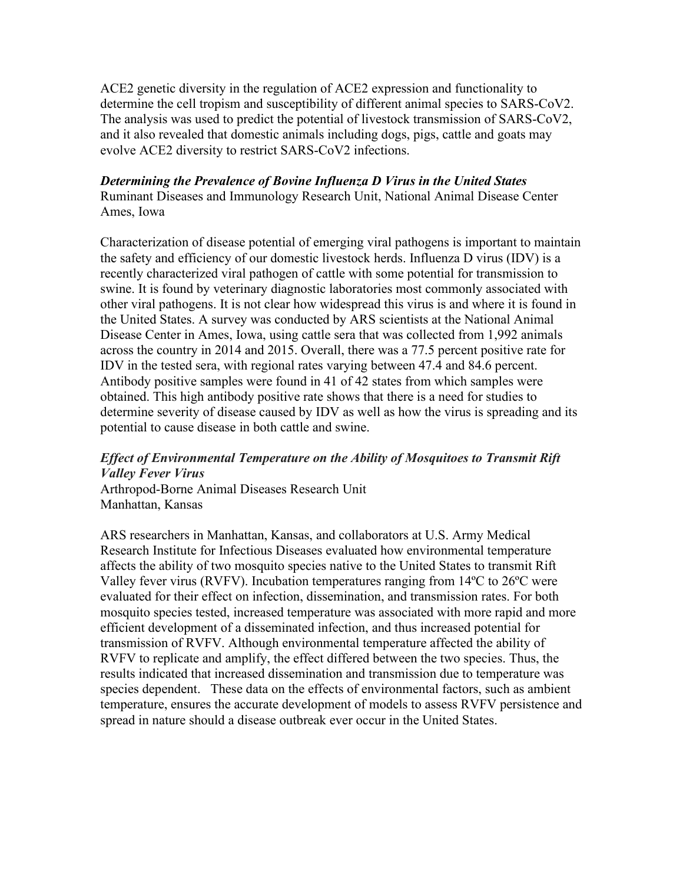ACE2 genetic diversity in the regulation of ACE2 expression and functionality to determine the cell tropism and susceptibility of different animal species to SARS-CoV2. The analysis was used to predict the potential of livestock transmission of SARS-CoV2, and it also revealed that domestic animals including dogs, pigs, cattle and goats may evolve ACE2 diversity to restrict SARS-CoV2 infections.

***Determining the Prevalence of Bovine Influenza D Virus in the United States***
Ruminant Diseases and Immunology Research Unit, National Animal Disease Center
Ames, Iowa

Characterization of disease potential of emerging viral pathogens is important to maintain the safety and efficiency of our domestic livestock herds. Influenza D virus (IDV) is a recently characterized viral pathogen of cattle with some potential for transmission to swine. It is found by veterinary diagnostic laboratories most commonly associated with other viral pathogens. It is not clear how widespread this virus is and where it is found in the United States. A survey was conducted by ARS scientists at the National Animal Disease Center in Ames, Iowa, using cattle sera that was collected from 1,992 animals across the country in 2014 and 2015. Overall, there was a 77.5 percent positive rate for IDV in the tested sera, with regional rates varying between 47.4 and 84.6 percent. Antibody positive samples were found in 41 of 42 states from which samples were obtained. This high antibody positive rate shows that there is a need for studies to determine severity of disease caused by IDV as well as how the virus is spreading and its potential to cause disease in both cattle and swine.

***Effect of Environmental Temperature on the Ability of Mosquitoes to Transmit Rift Valley Fever Virus***
Arthropod-Borne Animal Diseases Research Unit
Manhattan, Kansas

ARS researchers in Manhattan, Kansas, and collaborators at U.S. Army Medical Research Institute for Infectious Diseases evaluated how environmental temperature affects the ability of two mosquito species native to the United States to transmit Rift Valley fever virus (RVFV). Incubation temperatures ranging from 14ºC to 26ºC were evaluated for their effect on infection, dissemination, and transmission rates. For both mosquito species tested, increased temperature was associated with more rapid and more efficient development of a disseminated infection, and thus increased potential for transmission of RVFV. Although environmental temperature affected the ability of RVFV to replicate and amplify, the effect differed between the two species. Thus, the results indicated that increased dissemination and transmission due to temperature was species dependent. These data on the effects of environmental factors, such as ambient temperature, ensures the accurate development of models to assess RVFV persistence and spread in nature should a disease outbreak ever occur in the United States.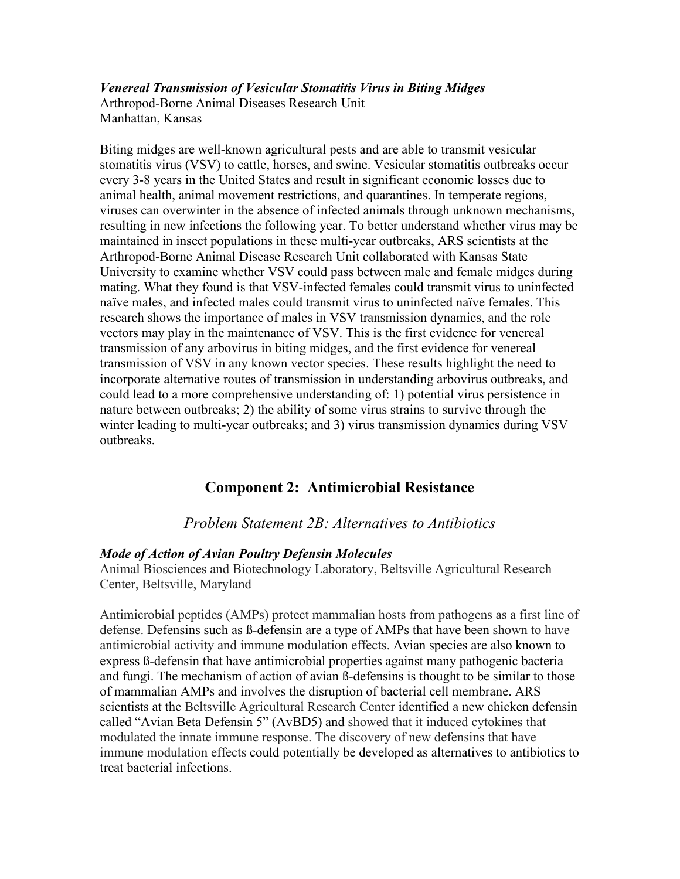***Venereal Transmission of Vesicular Stomatitis Virus in Biting Midges***
Arthropod-Borne Animal Diseases Research Unit
Manhattan, Kansas

Biting midges are well-known agricultural pests and are able to transmit vesicular stomatitis virus (VSV) to cattle, horses, and swine. Vesicular stomatitis outbreaks occur every 3-8 years in the United States and result in significant economic losses due to animal health, animal movement restrictions, and quarantines. In temperate regions, viruses can overwinter in the absence of infected animals through unknown mechanisms, resulting in new infections the following year. To better understand whether virus may be maintained in insect populations in these multi-year outbreaks, ARS scientists at the Arthropod-Borne Animal Disease Research Unit collaborated with Kansas State University to examine whether VSV could pass between male and female midges during mating. What they found is that VSV-infected females could transmit virus to uninfected naïve males, and infected males could transmit virus to uninfected naïve females. This research shows the importance of males in VSV transmission dynamics, and the role vectors may play in the maintenance of VSV. This is the first evidence for venereal transmission of any arbovirus in biting midges, and the first evidence for venereal transmission of VSV in any known vector species. These results highlight the need to incorporate alternative routes of transmission in understanding arbovirus outbreaks, and could lead to a more comprehensive understanding of: 1) potential virus persistence in nature between outbreaks; 2) the ability of some virus strains to survive through the winter leading to multi-year outbreaks; and 3) virus transmission dynamics during VSV outbreaks.

## Component 2: Antimicrobial Resistance

### *Problem Statement 2B: Alternatives to Antibiotics*

***Mode of Action of Avian Poultry Defensin Molecules***
Animal Biosciences and Biotechnology Laboratory, Beltsville Agricultural Research Center, Beltsville, Maryland

Antimicrobial peptides (AMPs) protect mammalian hosts from pathogens as a first line of defense. Defensins such as ß-defensin are a type of AMPs that have been shown to have antimicrobial activity and immune modulation effects. Avian species are also known to express ß-defensin that have antimicrobial properties against many pathogenic bacteria and fungi. The mechanism of action of avian ß-defensins is thought to be similar to those of mammalian AMPs and involves the disruption of bacterial cell membrane. ARS scientists at the Beltsville Agricultural Research Center identified a new chicken defensin called "Avian Beta Defensin 5" (AvBD5) and showed that it induced cytokines that modulated the innate immune response. The discovery of new defensins that have immune modulation effects could potentially be developed as alternatives to antibiotics to treat bacterial infections.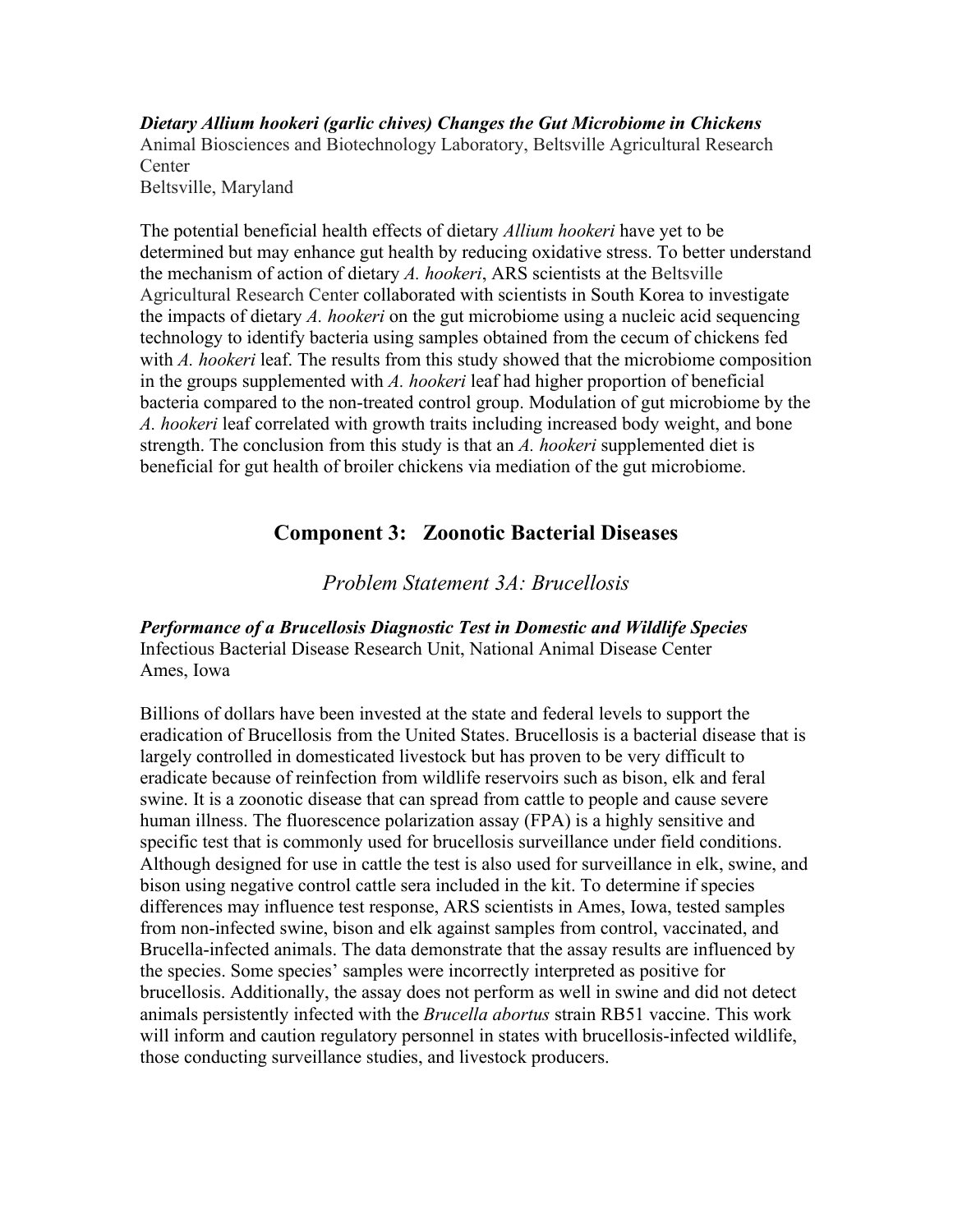***Dietary Allium hookeri (garlic chives) Changes the Gut Microbiome in Chickens***
Animal Biosciences and Biotechnology Laboratory, Beltsville Agricultural Research Center
Beltsville, Maryland

The potential beneficial health effects of dietary *Allium hookeri* have yet to be determined but may enhance gut health by reducing oxidative stress. To better understand the mechanism of action of dietary *A. hookeri*, ARS scientists at the Beltsville Agricultural Research Center collaborated with scientists in South Korea to investigate the impacts of dietary *A. hookeri* on the gut microbiome using a nucleic acid sequencing technology to identify bacteria using samples obtained from the cecum of chickens fed with *A. hookeri* leaf. The results from this study showed that the microbiome composition in the groups supplemented with *A. hookeri* leaf had higher proportion of beneficial bacteria compared to the non-treated control group. Modulation of gut microbiome by the *A. hookeri* leaf correlated with growth traits including increased body weight, and bone strength. The conclusion from this study is that an *A. hookeri* supplemented diet is beneficial for gut health of broiler chickens via mediation of the gut microbiome.

## Component 3: Zoonotic Bacterial Diseases

### *Problem Statement 3A: Brucellosis*

***Performance of a Brucellosis Diagnostic Test in Domestic and Wildlife Species***
Infectious Bacterial Disease Research Unit, National Animal Disease Center
Ames, Iowa

Billions of dollars have been invested at the state and federal levels to support the eradication of Brucellosis from the United States. Brucellosis is a bacterial disease that is largely controlled in domesticated livestock but has proven to be very difficult to eradicate because of reinfection from wildlife reservoirs such as bison, elk and feral swine. It is a zoonotic disease that can spread from cattle to people and cause severe human illness. The fluorescence polarization assay (FPA) is a highly sensitive and specific test that is commonly used for brucellosis surveillance under field conditions. Although designed for use in cattle the test is also used for surveillance in elk, swine, and bison using negative control cattle sera included in the kit. To determine if species differences may influence test response, ARS scientists in Ames, Iowa, tested samples from non-infected swine, bison and elk against samples from control, vaccinated, and Brucella-infected animals. The data demonstrate that the assay results are influenced by the species. Some species' samples were incorrectly interpreted as positive for brucellosis. Additionally, the assay does not perform as well in swine and did not detect animals persistently infected with the *Brucella abortus* strain RB51 vaccine. This work will inform and caution regulatory personnel in states with brucellosis-infected wildlife, those conducting surveillance studies, and livestock producers.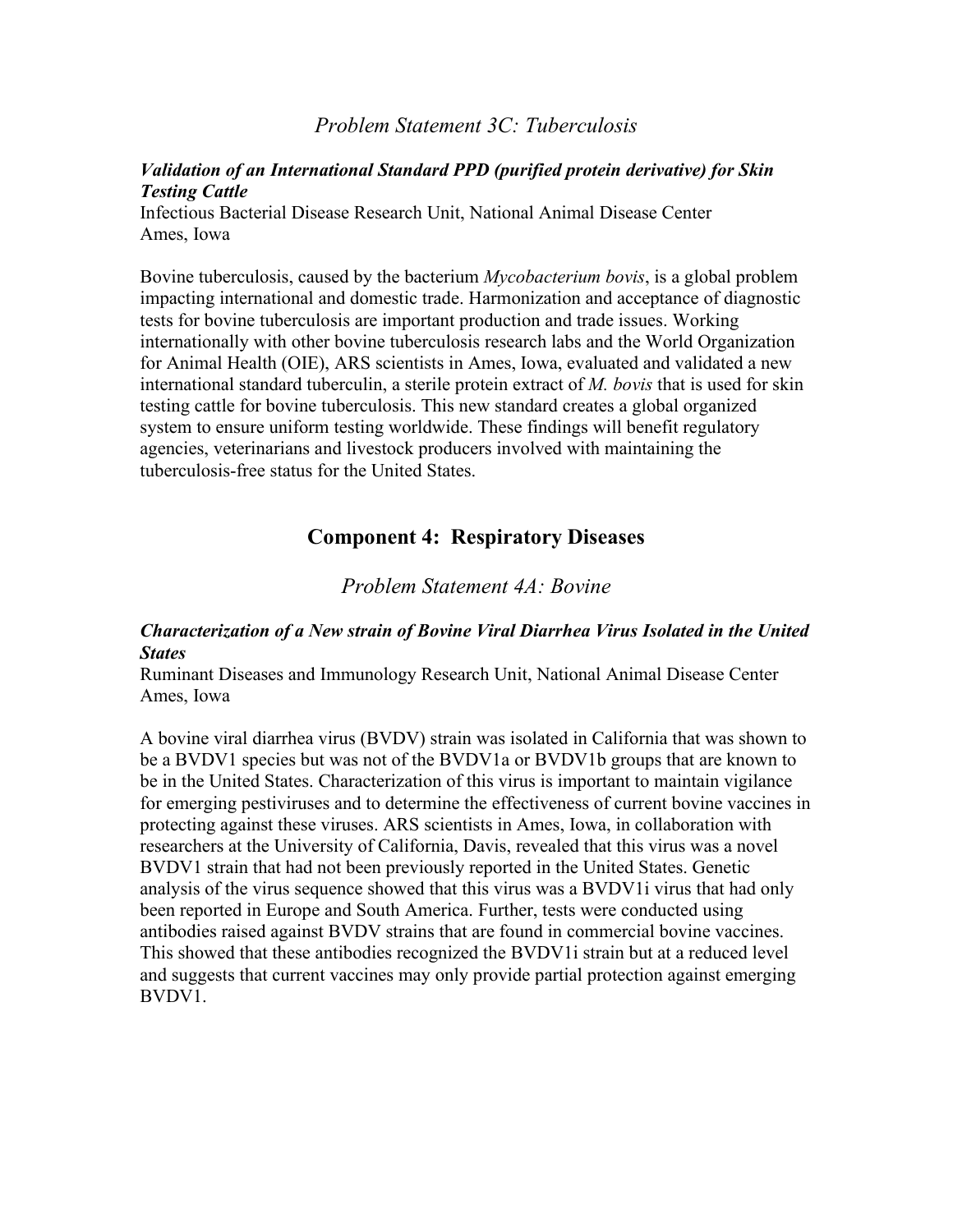## *Problem Statement 3C: Tuberculosis*

***Validation of an International Standard PPD (purified protein derivative) for Skin Testing Cattle***
Infectious Bacterial Disease Research Unit, National Animal Disease Center
Ames, Iowa

Bovine tuberculosis, caused by the bacterium *Mycobacterium bovis*, is a global problem impacting international and domestic trade. Harmonization and acceptance of diagnostic tests for bovine tuberculosis are important production and trade issues. Working internationally with other bovine tuberculosis research labs and the World Organization for Animal Health (OIE), ARS scientists in Ames, Iowa, evaluated and validated a new international standard tuberculin, a sterile protein extract of *M. bovis* that is used for skin testing cattle for bovine tuberculosis. This new standard creates a global organized system to ensure uniform testing worldwide. These findings will benefit regulatory agencies, veterinarians and livestock producers involved with maintaining the tuberculosis-free status for the United States.

# Component 4: Respiratory Diseases

## *Problem Statement 4A: Bovine*

***Characterization of a New strain of Bovine Viral Diarrhea Virus Isolated in the United States***
Ruminant Diseases and Immunology Research Unit, National Animal Disease Center
Ames, Iowa

A bovine viral diarrhea virus (BVDV) strain was isolated in California that was shown to be a BVDV1 species but was not of the BVDV1a or BVDV1b groups that are known to be in the United States. Characterization of this virus is important to maintain vigilance for emerging pestiviruses and to determine the effectiveness of current bovine vaccines in protecting against these viruses. ARS scientists in Ames, Iowa, in collaboration with researchers at the University of California, Davis, revealed that this virus was a novel BVDV1 strain that had not been previously reported in the United States. Genetic analysis of the virus sequence showed that this virus was a BVDV1i virus that had only been reported in Europe and South America. Further, tests were conducted using antibodies raised against BVDV strains that are found in commercial bovine vaccines. This showed that these antibodies recognized the BVDV1i strain but at a reduced level and suggests that current vaccines may only provide partial protection against emerging BVDV1.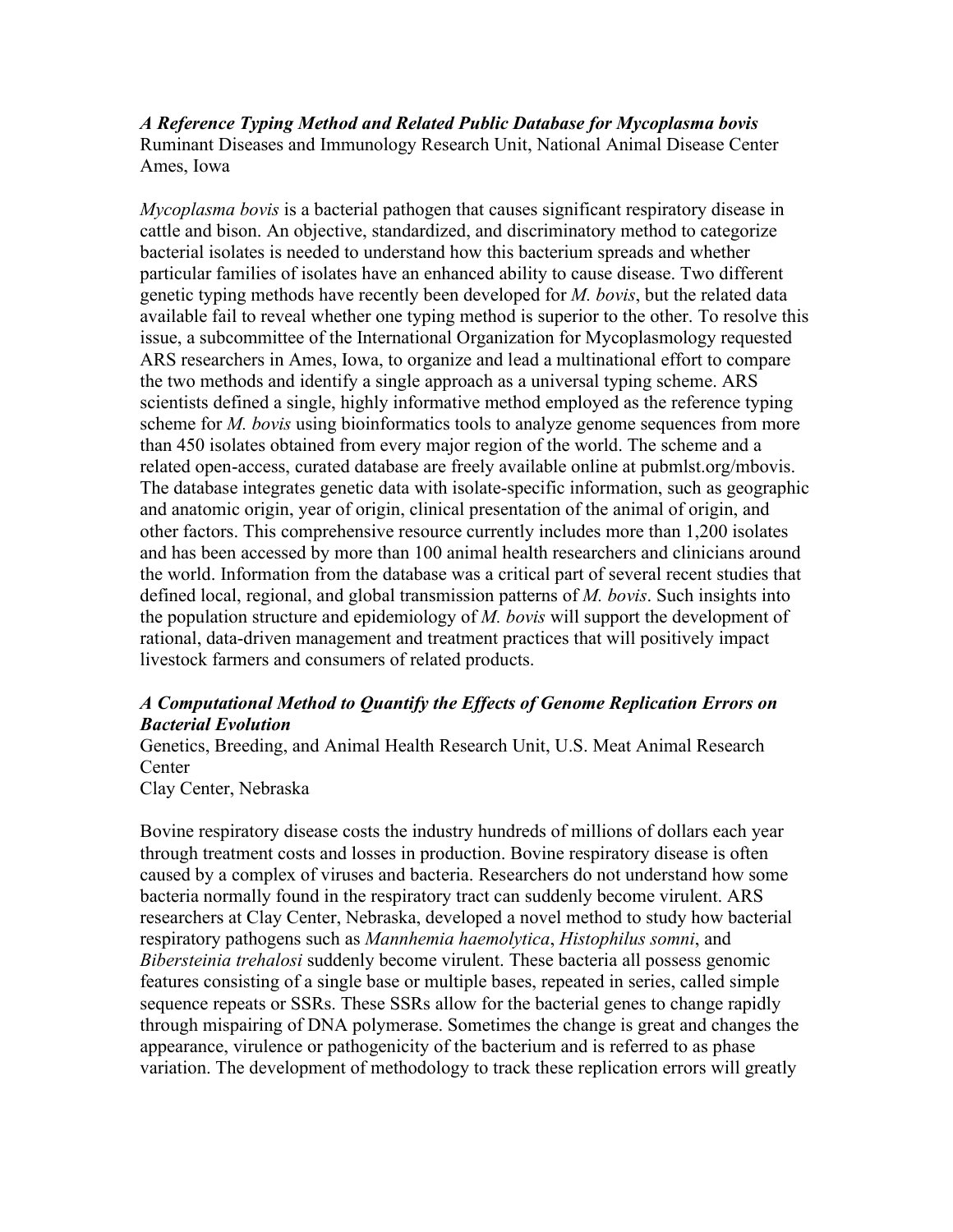***A Reference Typing Method and Related Public Database for Mycoplasma bovis***

Ruminant Diseases and Immunology Research Unit, National Animal Disease Center
Ames, Iowa

*Mycoplasma bovis* is a bacterial pathogen that causes significant respiratory disease in cattle and bison. An objective, standardized, and discriminatory method to categorize bacterial isolates is needed to understand how this bacterium spreads and whether particular families of isolates have an enhanced ability to cause disease. Two different genetic typing methods have recently been developed for *M. bovis*, but the related data available fail to reveal whether one typing method is superior to the other. To resolve this issue, a subcommittee of the International Organization for Mycoplasmology requested ARS researchers in Ames, Iowa, to organize and lead a multinational effort to compare the two methods and identify a single approach as a universal typing scheme. ARS scientists defined a single, highly informative method employed as the reference typing scheme for *M. bovis* using bioinformatics tools to analyze genome sequences from more than 450 isolates obtained from every major region of the world. The scheme and a related open-access, curated database are freely available online at pubmlst.org/mbovis. The database integrates genetic data with isolate-specific information, such as geographic and anatomic origin, year of origin, clinical presentation of the animal of origin, and other factors. This comprehensive resource currently includes more than 1,200 isolates and has been accessed by more than 100 animal health researchers and clinicians around the world. Information from the database was a critical part of several recent studies that defined local, regional, and global transmission patterns of *M. bovis*. Such insights into the population structure and epidemiology of *M. bovis* will support the development of rational, data-driven management and treatment practices that will positively impact livestock farmers and consumers of related products.

***A Computational Method to Quantify the Effects of Genome Replication Errors on Bacterial Evolution***

Genetics, Breeding, and Animal Health Research Unit, U.S. Meat Animal Research Center
Clay Center, Nebraska

Bovine respiratory disease costs the industry hundreds of millions of dollars each year through treatment costs and losses in production. Bovine respiratory disease is often caused by a complex of viruses and bacteria. Researchers do not understand how some bacteria normally found in the respiratory tract can suddenly become virulent. ARS researchers at Clay Center, Nebraska, developed a novel method to study how bacterial respiratory pathogens such as *Mannhemia haemolytica*, *Histophilus somni*, and *Bibersteinia trehalosi* suddenly become virulent. These bacteria all possess genomic features consisting of a single base or multiple bases, repeated in series, called simple sequence repeats or SSRs. These SSRs allow for the bacterial genes to change rapidly through mispairing of DNA polymerase. Sometimes the change is great and changes the appearance, virulence or pathogenicity of the bacterium and is referred to as phase variation. The development of methodology to track these replication errors will greatly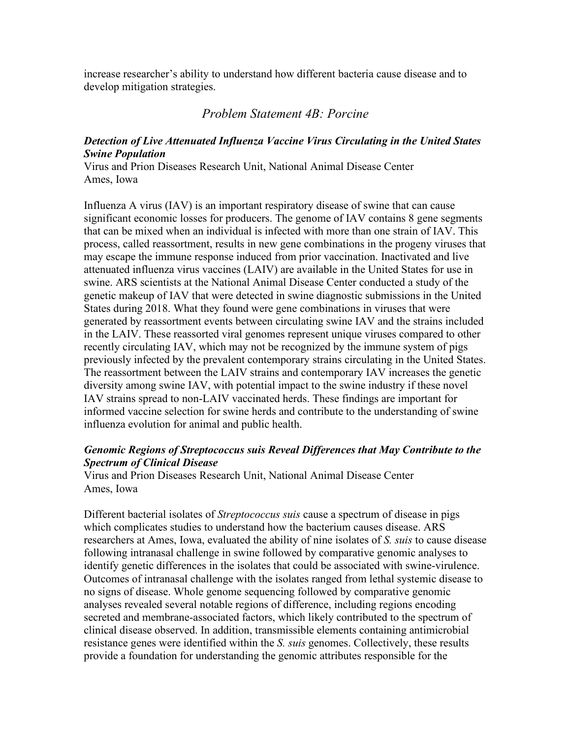increase researcher's ability to understand how different bacteria cause disease and to develop mitigation strategies.

## *Problem Statement 4B: Porcine*

***Detection of Live Attenuated Influenza Vaccine Virus Circulating in the United States Swine Population***

Virus and Prion Diseases Research Unit, National Animal Disease Center
Ames, Iowa

Influenza A virus (IAV) is an important respiratory disease of swine that can cause significant economic losses for producers. The genome of IAV contains 8 gene segments that can be mixed when an individual is infected with more than one strain of IAV. This process, called reassortment, results in new gene combinations in the progeny viruses that may escape the immune response induced from prior vaccination. Inactivated and live attenuated influenza virus vaccines (LAIV) are available in the United States for use in swine. ARS scientists at the National Animal Disease Center conducted a study of the genetic makeup of IAV that were detected in swine diagnostic submissions in the United States during 2018. What they found were gene combinations in viruses that were generated by reassortment events between circulating swine IAV and the strains included in the LAIV. These reassorted viral genomes represent unique viruses compared to other recently circulating IAV, which may not be recognized by the immune system of pigs previously infected by the prevalent contemporary strains circulating in the United States. The reassortment between the LAIV strains and contemporary IAV increases the genetic diversity among swine IAV, with potential impact to the swine industry if these novel IAV strains spread to non-LAIV vaccinated herds. These findings are important for informed vaccine selection for swine herds and contribute to the understanding of swine influenza evolution for animal and public health.

***Genomic Regions of Streptococcus suis Reveal Differences that May Contribute to the Spectrum of Clinical Disease***

Virus and Prion Diseases Research Unit, National Animal Disease Center
Ames, Iowa

Different bacterial isolates of *Streptococcus suis* cause a spectrum of disease in pigs which complicates studies to understand how the bacterium causes disease. ARS researchers at Ames, Iowa, evaluated the ability of nine isolates of *S. suis* to cause disease following intranasal challenge in swine followed by comparative genomic analyses to identify genetic differences in the isolates that could be associated with swine-virulence. Outcomes of intranasal challenge with the isolates ranged from lethal systemic disease to no signs of disease. Whole genome sequencing followed by comparative genomic analyses revealed several notable regions of difference, including regions encoding secreted and membrane-associated factors, which likely contributed to the spectrum of clinical disease observed. In addition, transmissible elements containing antimicrobial resistance genes were identified within the *S. suis* genomes. Collectively, these results provide a foundation for understanding the genomic attributes responsible for the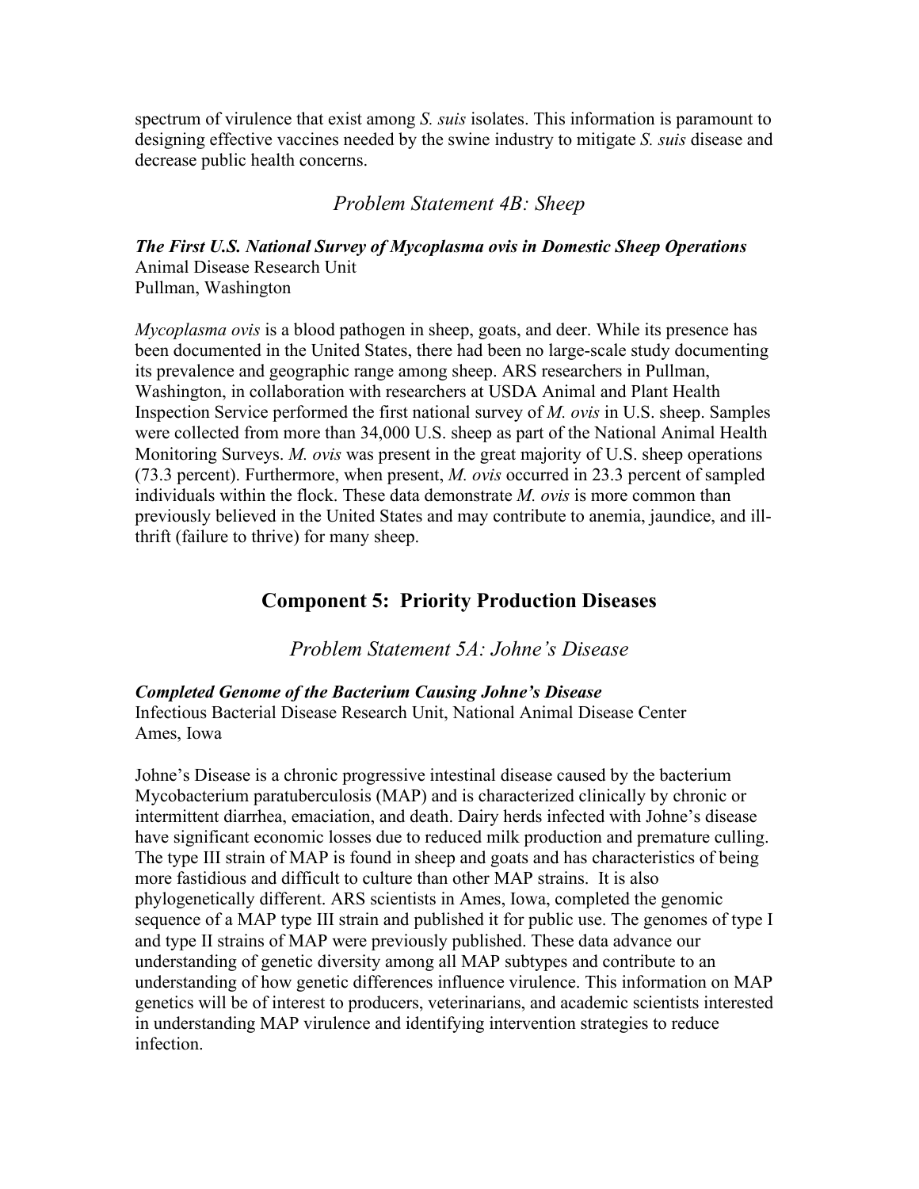spectrum of virulence that exist among *S. suis* isolates. This information is paramount to designing effective vaccines needed by the swine industry to mitigate *S. suis* disease and decrease public health concerns.

### *Problem Statement 4B: Sheep*

***The First U.S. National Survey of Mycoplasma ovis in Domestic Sheep Operations***
Animal Disease Research Unit
Pullman, Washington

*Mycoplasma ovis* is a blood pathogen in sheep, goats, and deer. While its presence has been documented in the United States, there had been no large-scale study documenting its prevalence and geographic range among sheep. ARS researchers in Pullman, Washington, in collaboration with researchers at USDA Animal and Plant Health Inspection Service performed the first national survey of *M. ovis* in U.S. sheep. Samples were collected from more than 34,000 U.S. sheep as part of the National Animal Health Monitoring Surveys. *M. ovis* was present in the great majority of U.S. sheep operations (73.3 percent). Furthermore, when present, *M. ovis* occurred in 23.3 percent of sampled individuals within the flock. These data demonstrate *M. ovis* is more common than previously believed in the United States and may contribute to anemia, jaundice, and ill-thrift (failure to thrive) for many sheep.

## Component 5: Priority Production Diseases

### *Problem Statement 5A: Johne's Disease*

***Completed Genome of the Bacterium Causing Johne's Disease***
Infectious Bacterial Disease Research Unit, National Animal Disease Center
Ames, Iowa

Johne's Disease is a chronic progressive intestinal disease caused by the bacterium Mycobacterium paratuberculosis (MAP) and is characterized clinically by chronic or intermittent diarrhea, emaciation, and death. Dairy herds infected with Johne's disease have significant economic losses due to reduced milk production and premature culling. The type III strain of MAP is found in sheep and goats and has characteristics of being more fastidious and difficult to culture than other MAP strains. It is also phylogenetically different. ARS scientists in Ames, Iowa, completed the genomic sequence of a MAP type III strain and published it for public use. The genomes of type I and type II strains of MAP were previously published. These data advance our understanding of genetic diversity among all MAP subtypes and contribute to an understanding of how genetic differences influence virulence. This information on MAP genetics will be of interest to producers, veterinarians, and academic scientists interested in understanding MAP virulence and identifying intervention strategies to reduce infection.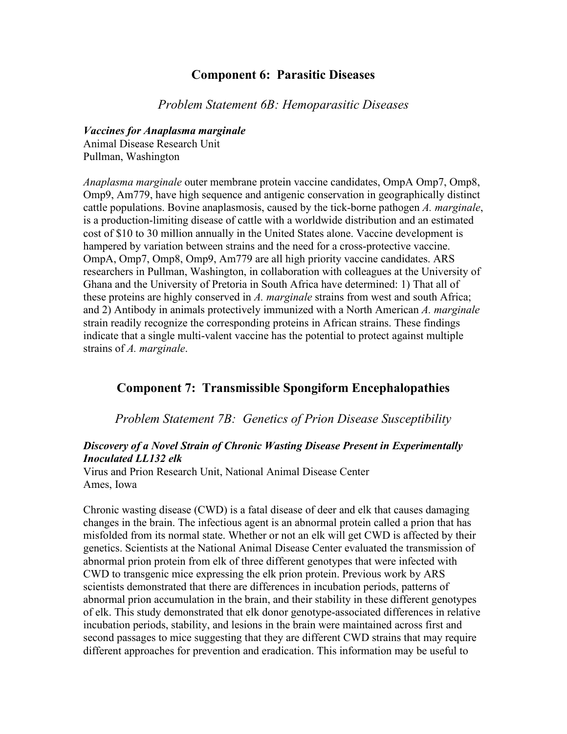## Component 6: Parasitic Diseases

### *Problem Statement 6B: Hemoparasitic Diseases*

***Vaccines for Anaplasma marginale***
Animal Disease Research Unit
Pullman, Washington

*Anaplasma marginale* outer membrane protein vaccine candidates, OmpA Omp7, Omp8, Omp9, Am779, have high sequence and antigenic conservation in geographically distinct cattle populations. Bovine anaplasmosis, caused by the tick-borne pathogen *A. marginale*, is a production-limiting disease of cattle with a worldwide distribution and an estimated cost of $10 to 30 million annually in the United States alone. Vaccine development is hampered by variation between strains and the need for a cross-protective vaccine. OmpA, Omp7, Omp8, Omp9, Am779 are all high priority vaccine candidates. ARS researchers in Pullman, Washington, in collaboration with colleagues at the University of Ghana and the University of Pretoria in South Africa have determined: 1) That all of these proteins are highly conserved in *A. marginale* strains from west and south Africa; and 2) Antibody in animals protectively immunized with a North American *A. marginale* strain readily recognize the corresponding proteins in African strains. These findings indicate that a single multi-valent vaccine has the potential to protect against multiple strains of *A. marginale*.

## Component 7: Transmissible Spongiform Encephalopathies

### *Problem Statement 7B: Genetics of Prion Disease Susceptibility*

***Discovery of a Novel Strain of Chronic Wasting Disease Present in Experimentally Inoculated LL132 elk***
Virus and Prion Research Unit, National Animal Disease Center
Ames, Iowa

Chronic wasting disease (CWD) is a fatal disease of deer and elk that causes damaging changes in the brain. The infectious agent is an abnormal protein called a prion that has misfolded from its normal state. Whether or not an elk will get CWD is affected by their genetics. Scientists at the National Animal Disease Center evaluated the transmission of abnormal prion protein from elk of three different genotypes that were infected with CWD to transgenic mice expressing the elk prion protein. Previous work by ARS scientists demonstrated that there are differences in incubation periods, patterns of abnormal prion accumulation in the brain, and their stability in these different genotypes of elk. This study demonstrated that elk donor genotype-associated differences in relative incubation periods, stability, and lesions in the brain were maintained across first and second passages to mice suggesting that they are different CWD strains that may require different approaches for prevention and eradication. This information may be useful to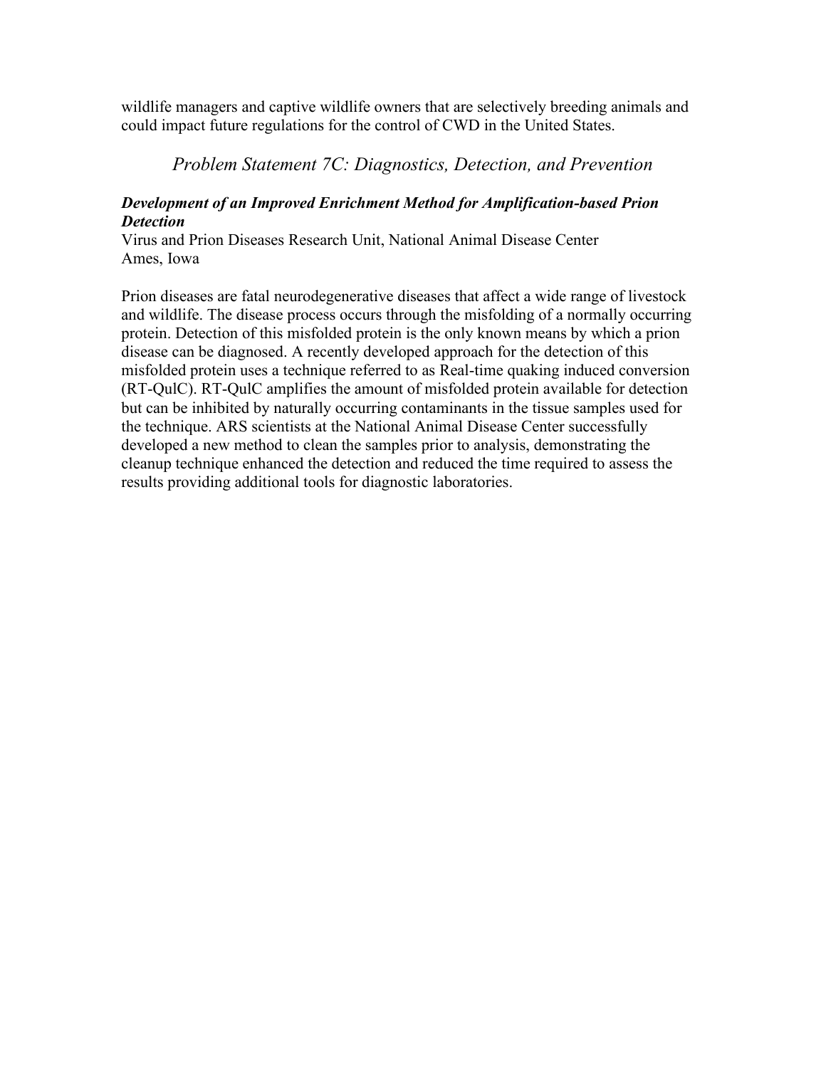wildlife managers and captive wildlife owners that are selectively breeding animals and could impact future regulations for the control of CWD in the United States.

## *Problem Statement 7C: Diagnostics, Detection, and Prevention*

***Development of an Improved Enrichment Method for Amplification-based Prion Detection***
Virus and Prion Diseases Research Unit, National Animal Disease Center
Ames, Iowa

Prion diseases are fatal neurodegenerative diseases that affect a wide range of livestock and wildlife. The disease process occurs through the misfolding of a normally occurring protein. Detection of this misfolded protein is the only known means by which a prion disease can be diagnosed. A recently developed approach for the detection of this misfolded protein uses a technique referred to as Real-time quaking induced conversion (RT-QuIC). RT-QuIC amplifies the amount of misfolded protein available for detection but can be inhibited by naturally occurring contaminants in the tissue samples used for the technique. ARS scientists at the National Animal Disease Center successfully developed a new method to clean the samples prior to analysis, demonstrating the cleanup technique enhanced the detection and reduced the time required to assess the results providing additional tools for diagnostic laboratories.